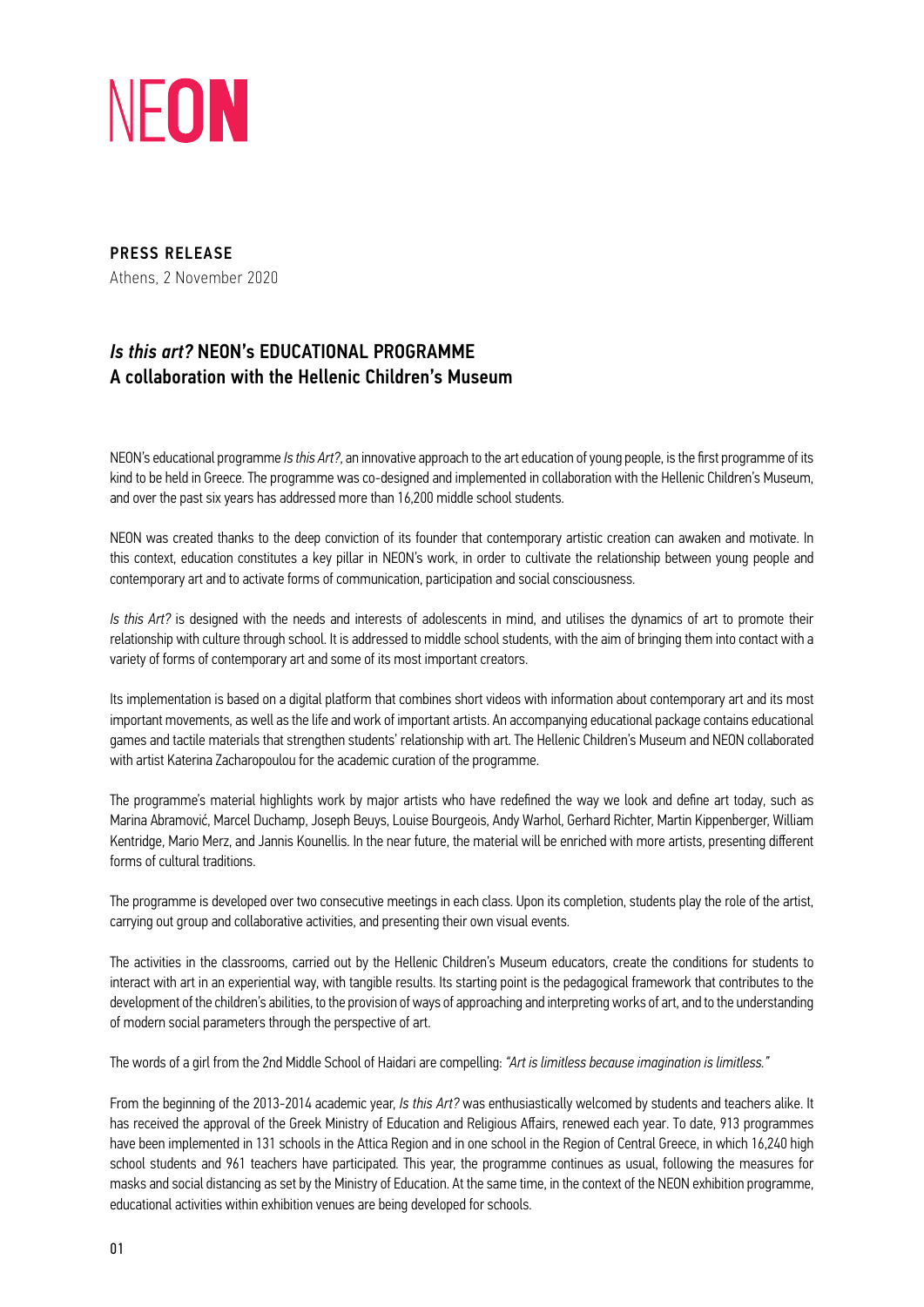# NEON

**PRESS RELEASE**
Athens, 2 November 2020

## *Is this art?* NEON's EDUCATIONAL PROGRAMME
## A collaboration with the Hellenic Children's Museum

NEON's educational programme *Is this Art?*, an innovative approach to the art education of young people, is the first programme of its kind to be held in Greece. The programme was co-designed and implemented in collaboration with the Hellenic Children's Museum, and over the past six years has addressed more than 16,200 middle school students.

NEON was created thanks to the deep conviction of its founder that contemporary artistic creation can awaken and motivate. In this context, education constitutes a key pillar in NEON's work, in order to cultivate the relationship between young people and contemporary art and to activate forms of communication, participation and social consciousness.

*Is this Art?* is designed with the needs and interests of adolescents in mind, and utilises the dynamics of art to promote their relationship with culture through school. It is addressed to middle school students, with the aim of bringing them into contact with a variety of forms of contemporary art and some of its most important creators.

Its implementation is based on a digital platform that combines short videos with information about contemporary art and its most important movements, as well as the life and work of important artists. An accompanying educational package contains educational games and tactile materials that strengthen students' relationship with art. The Hellenic Children's Museum and NEON collaborated with artist Katerina Zacharopoulou for the academic curation of the programme.

The programme's material highlights work by major artists who have redefined the way we look and define art today, such as Marina Abramović, Marcel Duchamp, Joseph Beuys, Louise Bourgeois, Andy Warhol, Gerhard Richter, Martin Kippenberger, William Kentridge, Mario Merz, and Jannis Kounellis. In the near future, the material will be enriched with more artists, presenting different forms of cultural traditions.

The programme is developed over two consecutive meetings in each class. Upon its completion, students play the role of the artist, carrying out group and collaborative activities, and presenting their own visual events.

The activities in the classrooms, carried out by the Hellenic Children's Museum educators, create the conditions for students to interact with art in an experiential way, with tangible results. Its starting point is the pedagogical framework that contributes to the development of the children's abilities, to the provision of ways of approaching and interpreting works of art, and to the understanding of modern social parameters through the perspective of art.

The words of a girl from the 2nd Middle School of Haidari are compelling: *"Art is limitless because imagination is limitless."*

From the beginning of the 2013-2014 academic year, *Is this Art?* was enthusiastically welcomed by students and teachers alike. It has received the approval of the Greek Ministry of Education and Religious Affairs, renewed each year. To date, 913 programmes have been implemented in 131 schools in the Attica Region and in one school in the Region of Central Greece, in which 16,240 high school students and 961 teachers have participated. This year, the programme continues as usual, following the measures for masks and social distancing as set by the Ministry of Education. At the same time, in the context of the NEON exhibition programme, educational activities within exhibition venues are being developed for schools.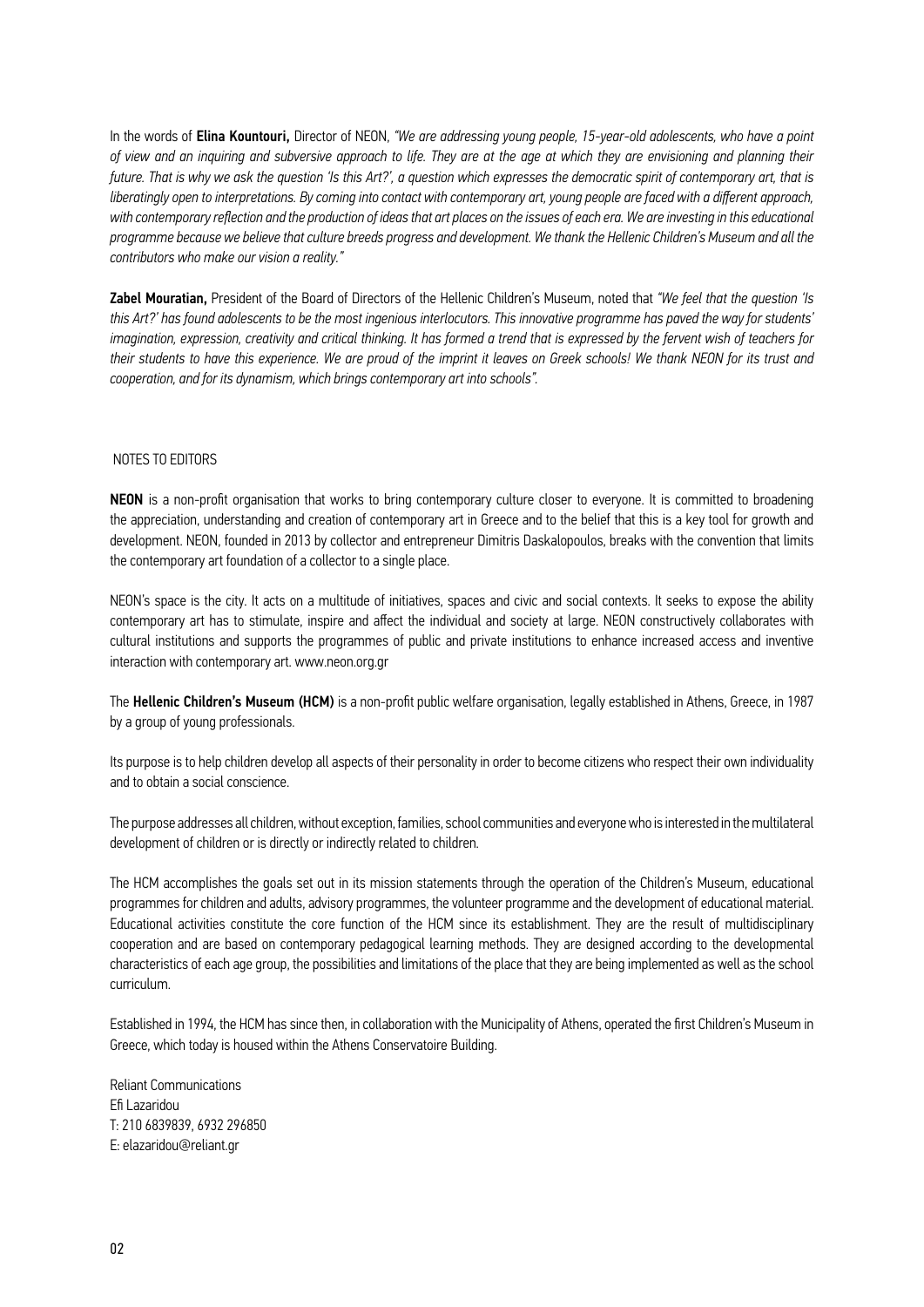In the words of **Elina Kountouri,** Director of NEON, *"We are addressing young people, 15-year-old adolescents, who have a point of view and an inquiring and subversive approach to life. They are at the age at which they are envisioning and planning their future. That is why we ask the question 'Is this Art?', a question which expresses the democratic spirit of contemporary art, that is liberatingly open to interpretations. By coming into contact with contemporary art, young people are faced with a different approach, with contemporary reflection and the production of ideas that art places on the issues of each era. We are investing in this educational programme because we believe that culture breeds progress and development. We thank the Hellenic Children's Museum and all the contributors who make our vision a reality."*

**Zabel Mouratian,** President of the Board of Directors of the Hellenic Children's Museum, noted that *"We feel that the question 'Is this Art?' has found adolescents to be the most ingenious interlocutors. This innovative programme has paved the way for students' imagination, expression, creativity and critical thinking. It has formed a trend that is expressed by the fervent wish of teachers for their students to have this experience. We are proud of the imprint it leaves on Greek schools! We thank NEON for its trust and cooperation, and for its dynamism, which brings contemporary art into schools".*

NOTES TO EDITORS

**NEON** is a non-profit organisation that works to bring contemporary culture closer to everyone. It is committed to broadening the appreciation, understanding and creation of contemporary art in Greece and to the belief that this is a key tool for growth and development. NEON, founded in 2013 by collector and entrepreneur Dimitris Daskalopoulos, breaks with the convention that limits the contemporary art foundation of a collector to a single place.

NEON's space is the city. It acts on a multitude of initiatives, spaces and civic and social contexts. It seeks to expose the ability contemporary art has to stimulate, inspire and affect the individual and society at large. NEON constructively collaborates with cultural institutions and supports the programmes of public and private institutions to enhance increased access and inventive interaction with contemporary art. www.neon.org.gr

The **Hellenic Children's Museum (HCM)** is a non-profit public welfare organisation, legally established in Athens, Greece, in 1987 by a group of young professionals.

Its purpose is to help children develop all aspects of their personality in order to become citizens who respect their own individuality and to obtain a social conscience.

The purpose addresses all children, without exception, families, school communities and everyone who is interested in the multilateral development of children or is directly or indirectly related to children.

The HCM accomplishes the goals set out in its mission statements through the operation of the Children's Museum, educational programmes for children and adults, advisory programmes, the volunteer programme and the development of educational material. Educational activities constitute the core function of the HCM since its establishment. They are the result of multidisciplinary cooperation and are based on contemporary pedagogical learning methods. They are designed according to the developmental characteristics of each age group, the possibilities and limitations of the place that they are being implemented as well as the school curriculum.

Established in 1994, the HCM has since then, in collaboration with the Municipality of Athens, operated the first Children's Museum in Greece, which today is housed within the Athens Conservatoire Building.

Reliant Communications
Efi Lazaridou
T: 210 6839839, 6932 296850
E: elazaridou@reliant.gr